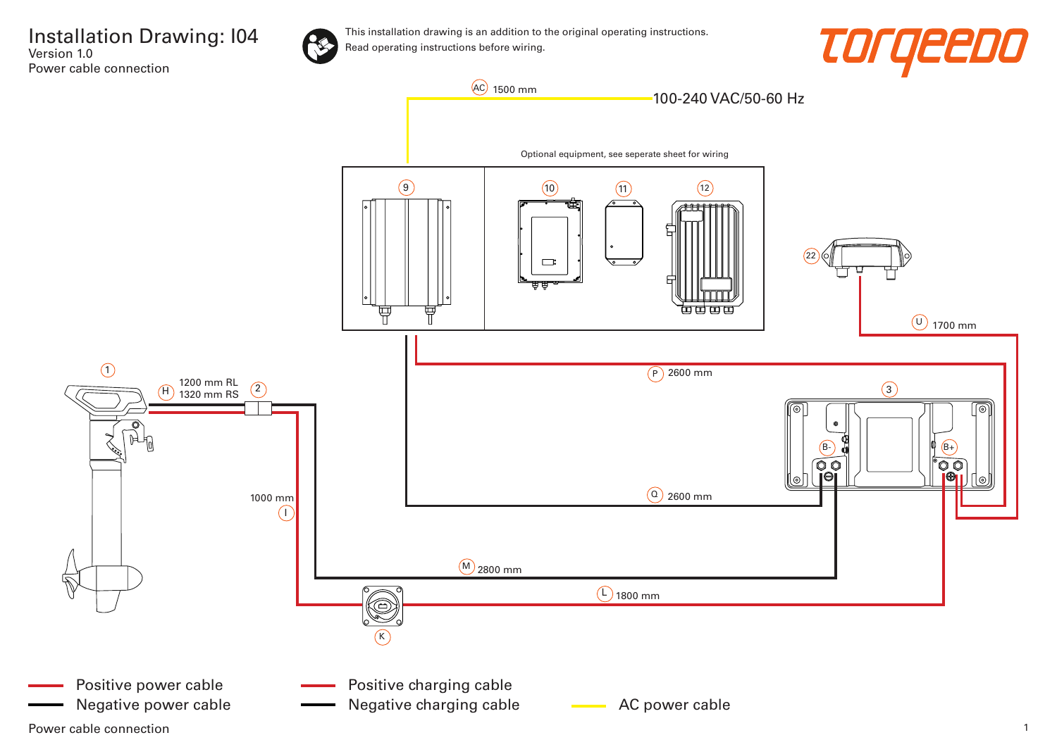# Installation Drawing: I04

Version 1.0

Power cable connection

This installation drawing is an addition to the original operating instructions.
Read operating instructions before wiring.

torqeedo

AC 1500 mm

100-240 VAC/50-60 Hz

Optional equipment, see seperate sheet for wiring

9

10

11

12

22

U 1700 mm

P 2600 mm

1

H 1200 mm RL
1320 mm RS

2

3

B-

B+

1000 mm
I

Q 2600 mm

M 2800 mm

L 1800 mm

K

- Positive power cable
- Negative power cable
- Positive charging cable
- Negative charging cable
- AC power cable

Power cable connection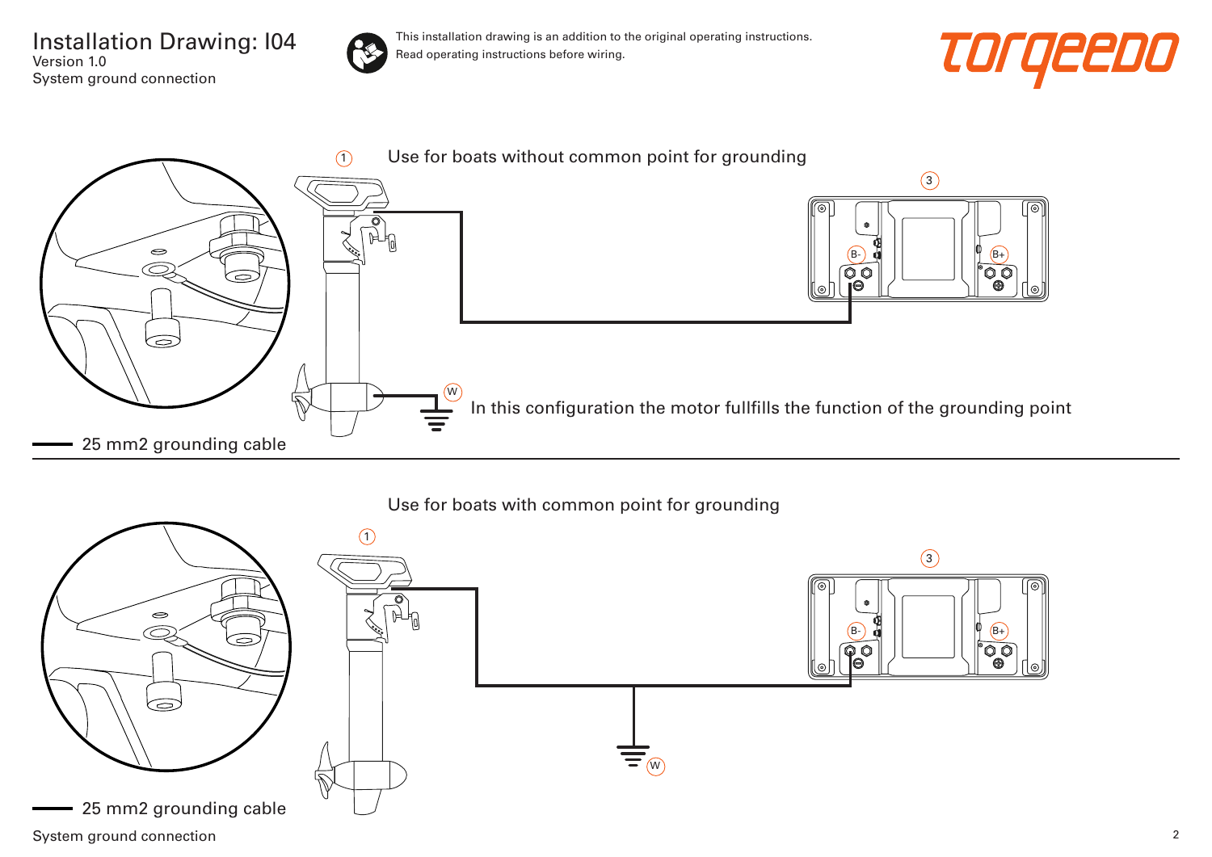# Installation Drawing: I04

Version 1.0

System ground connection

This installation drawing is an addition to the original operating instructions.
Read operating instructions before wiring.

torqeedo

1 Use for boats without common point for grounding

3

B-

B+

W

In this configuration the motor fullfills the function of the grounding point

25 mm2 grounding cable

Use for boats with common point for grounding

1

3

B-

B+

W

25 mm2 grounding cable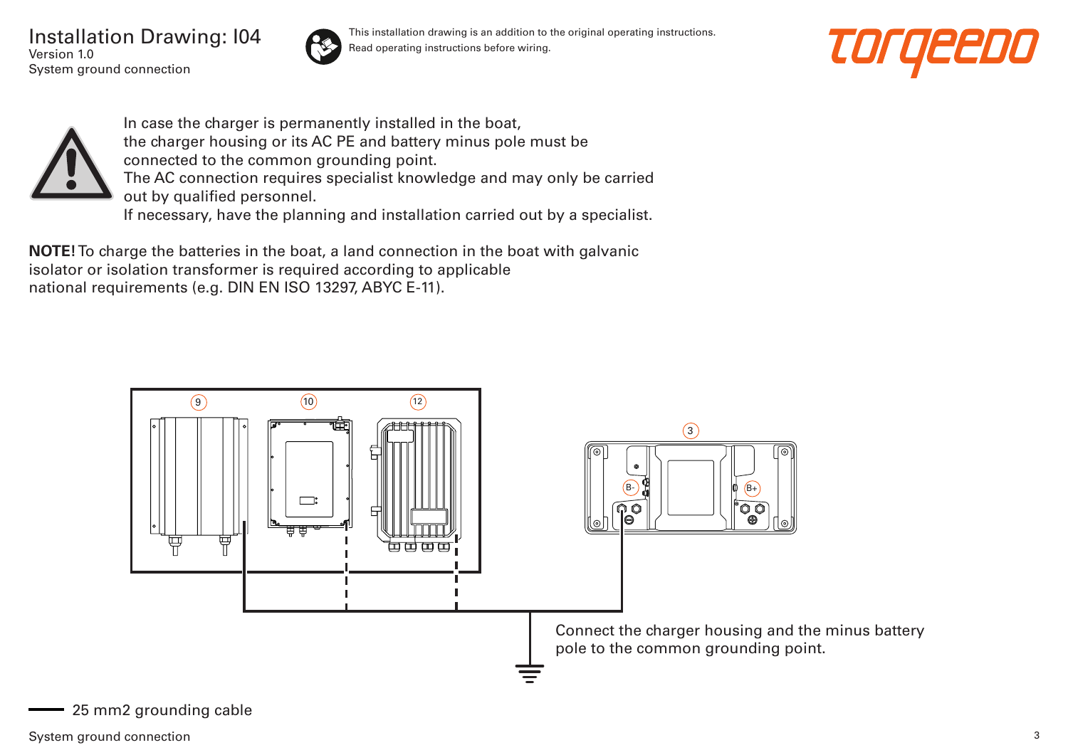# Installation Drawing: I04

Version 1.0

System ground connection

This installation drawing is an addition to the original operating instructions.
Read operating instructions before wiring.

In case the charger is permanently installed in the boat, the charger housing or its AC PE and battery minus pole must be connected to the common grounding point.
The AC connection requires specialist knowledge and may only be carried out by qualified personnel.
If necessary, have the planning and installation carried out by a specialist.

**NOTE!** To charge the batteries in the boat, a land connection in the boat with galvanic isolator or isolation transformer is required according to applicable national requirements (e.g. DIN EN ISO 13297, ABYC E-11).

9 10 12

3

B- B+

Connect the charger housing and the minus battery pole to the common grounding point.

25 mm2 grounding cable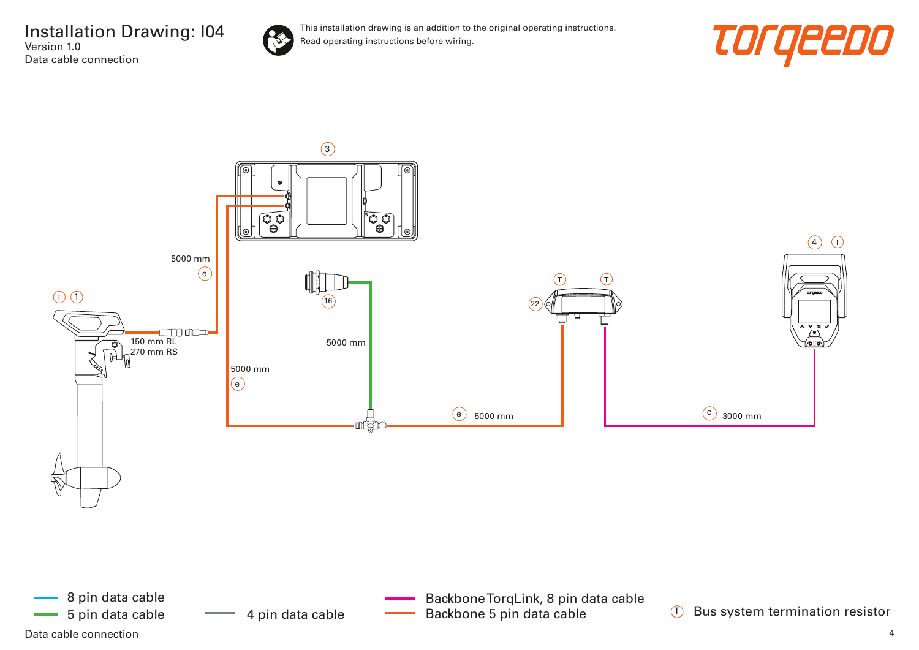# Installation Drawing: I04

Version 1.0

Data cable connection

This installation drawing is an addition to the original operating instructions.
Read operating instructions before wiring.

torqeedo

3

4 T

T 1

5000 mm

e

16

T T

22

150 mm RL
270 mm RS

5000 mm

5000 mm

e

e 5000 mm

c 3000 mm

- 8 pin data cable
- 5 pin data cable
- 4 pin data cable
- Backbone TorqLink, 8 pin data cable
- Backbone 5 pin data cable
- T Bus system termination resistor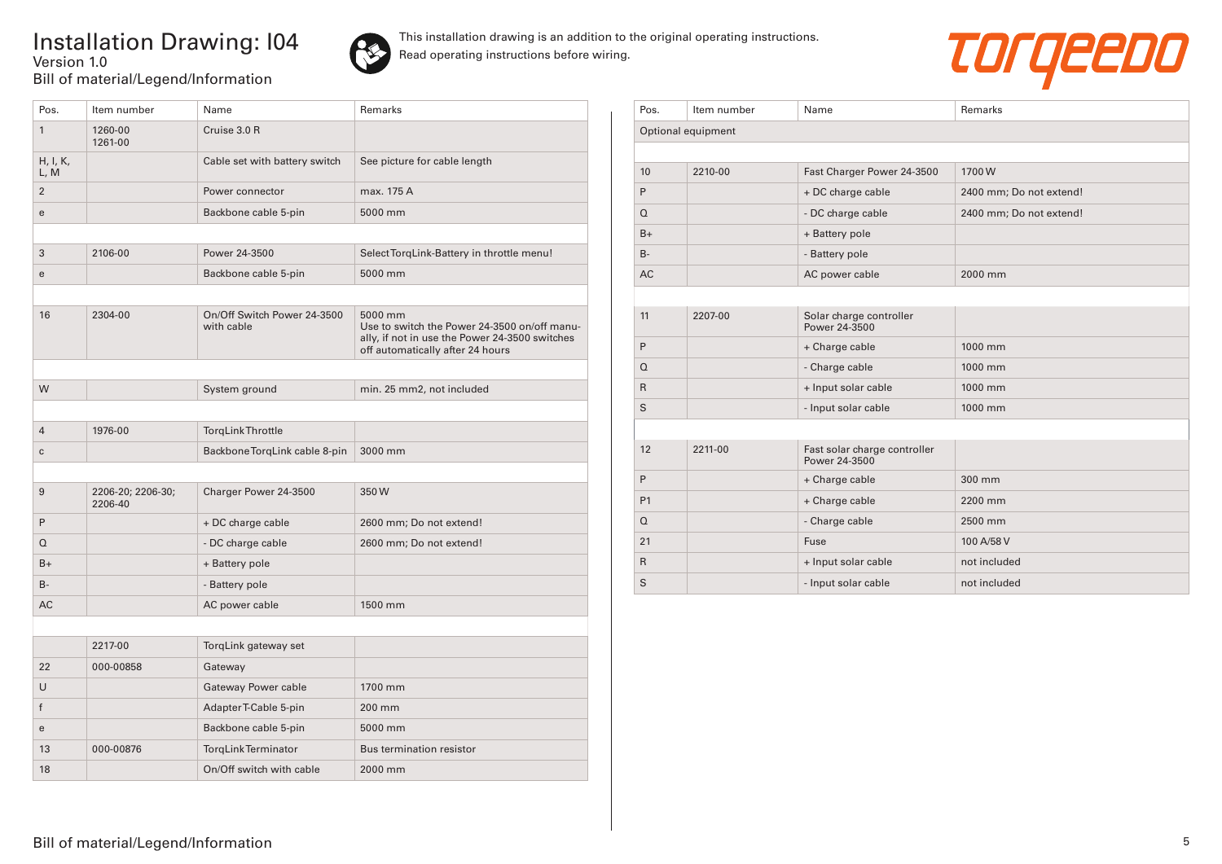# Installation Drawing: I04

Version 1.0

Bill of material/Legend/Information

This installation drawing is an addition to the original operating instructions.
Read operating instructions before wiring.

| Pos. | Item number | Name | Remarks |
|---|---|---|---|
| 1 | 1260-00 1261-00 | Cruise 3.0 R | |
| H, I, K, L, M | | Cable set with battery switch | See picture for cable length |
| 2 | | Power connector | max. 175 A |
| e | | Backbone cable 5-pin | 5000 mm |
| | | | |
| 3 | 2106-00 | Power 24-3500 | Select TorqLink-Battery in throttle menu! |
| e | | Backbone cable 5-pin | 5000 mm |
| | | | |
| 16 | 2304-00 | On/Off Switch Power 24-3500 with cable | 5000 mm Use to switch the Power 24-3500 on/off manually, if not in use the Power 24-3500 switches off automatically after 24 hours |
| | | | |
| W | | System ground | min. 25 mm2, not included |
| | | | |
| 4 | 1976-00 | TorqLink Throttle | |
| c | | Backbone TorqLink cable 8-pin | 3000 mm |
| | | | |
| 9 | 2206-20; 2206-30; 2206-40 | Charger Power 24-3500 | 350 W |
| P | | + DC charge cable | 2600 mm; Do not extend! |
| Q | | - DC charge cable | 2600 mm; Do not extend! |
| B+ | | + Battery pole | |
| B- | | - Battery pole | |
| AC | | AC power cable | 1500 mm |
| | | | |
| | 2217-00 | TorqLink gateway set | |
| 22 | 000-00858 | Gateway | |
| U | | Gateway Power cable | 1700 mm |
| f | | Adapter T-Cable 5-pin | 200 mm |
| e | | Backbone cable 5-pin | 5000 mm |
| 13 | 000-00876 | TorqLink Terminator | Bus termination resistor |
| 18 | | On/Off switch with cable | 2000 mm |

| Pos. | Item number | Name | Remarks |
|---|---|---|---|
| Optional equipment | | | |
| | | | |
| 10 | 2210-00 | Fast Charger Power 24-3500 | 1700 W |
| P | | + DC charge cable | 2400 mm; Do not extend! |
| Q | | - DC charge cable | 2400 mm; Do not extend! |
| B+ | | + Battery pole | |
| B- | | - Battery pole | |
| AC | | AC power cable | 2000 mm |
| | | | |
| 11 | 2207-00 | Solar charge controller Power 24-3500 | |
| P | | + Charge cable | 1000 mm |
| Q | | - Charge cable | 1000 mm |
| R | | + Input solar cable | 1000 mm |
| S | | - Input solar cable | 1000 mm |
| | | | |
| 12 | 2211-00 | Fast solar charge controller Power 24-3500 | |
| P | | + Charge cable | 300 mm |
| P1 | | + Charge cable | 2200 mm |
| Q | | - Charge cable | 2500 mm |
| 21 | | Fuse | 100 A/58 V |
| R | | + Input solar cable | not included |
| S | | - Input solar cable | not included |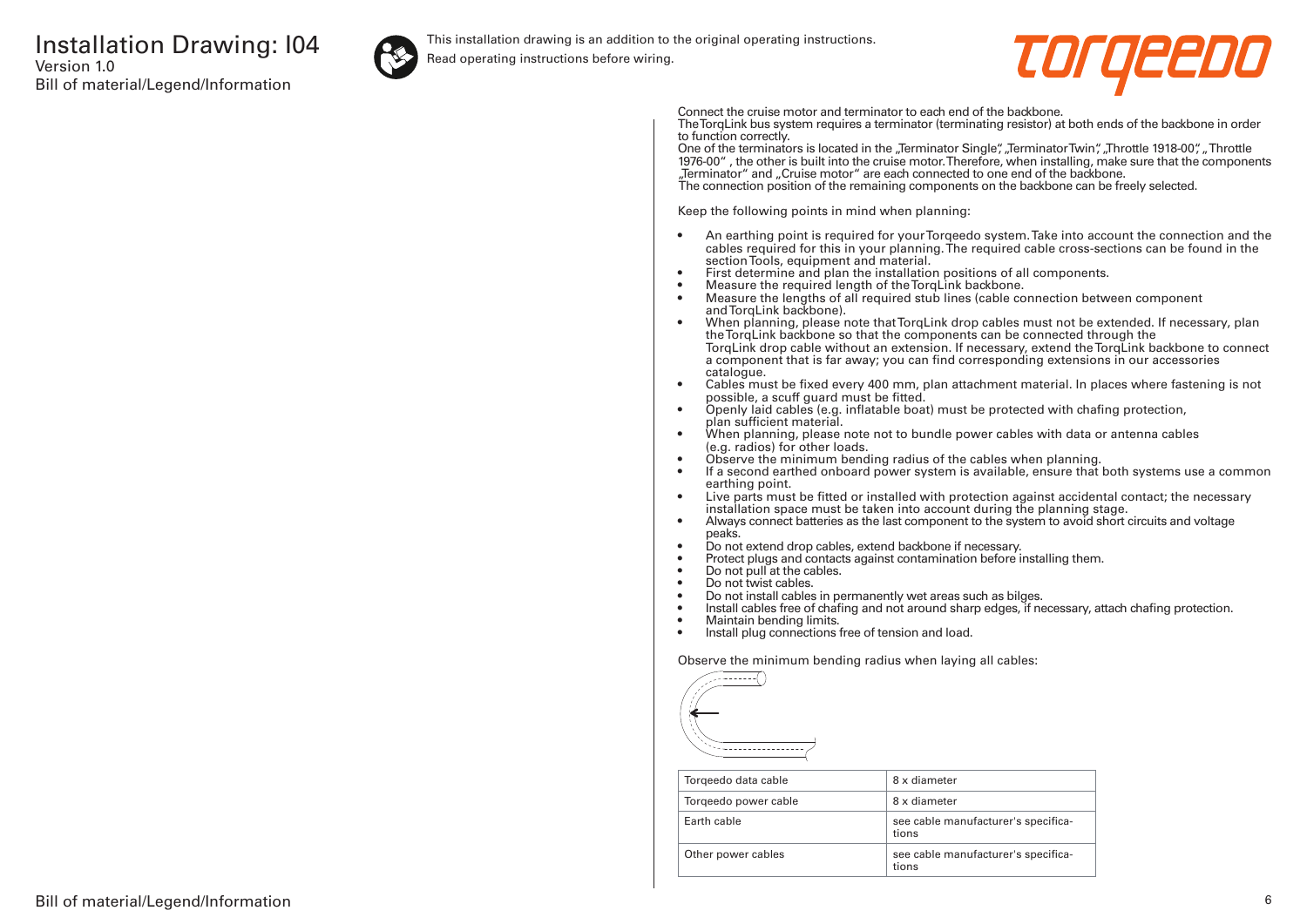# Installation Drawing: I04

Version 1.0

Bill of material/Legend/Information

This installation drawing is an addition to the original operating instructions.
Read operating instructions before wiring.

Connect the cruise motor and terminator to each end of the backbone.
The TorqLink bus system requires a terminator (terminating resistor) at both ends of the backbone in order to function correctly.
One of the terminators is located in the „Terminator Single", „Terminator Twin", „Throttle 1918-00", „Throttle 1976-00" , the other is built into the cruise motor. Therefore, when installing, make sure that the components „Terminator" and „Cruise motor" are each connected to one end of the backbone.
The connection position of the remaining components on the backbone can be freely selected.

Keep the following points in mind when planning:

- An earthing point is required for your Torqeedo system. Take into account the connection and the cables required for this in your planning. The required cable cross-sections can be found in the section Tools, equipment and material.
- First determine and plan the installation positions of all components.
- Measure the required length of the TorqLink backbone.
- Measure the lengths of all required stub lines (cable connection between component and TorqLink backbone).
- When planning, please note that TorqLink drop cables must not be extended. If necessary, plan the TorqLink backbone so that the components can be connected through the TorqLink drop cable without an extension. If necessary, extend the TorqLink backbone to connect a component that is far away; you can find corresponding extensions in our accessories catalogue.
- Cables must be fixed every 400 mm, plan attachment material. In places where fastening is not possible, a scuff guard must be fitted.
- Openly laid cables (e.g. inflatable boat) must be protected with chafing protection, plan sufficient material.
- When planning, please note not to bundle power cables with data or antenna cables (e.g. radios) for other loads.
- Observe the minimum bending radius of the cables when planning.
- If a second earthed onboard power system is available, ensure that both systems use a common earthing point.
- Live parts must be fitted or installed with protection against accidental contact; the necessary installation space must be taken into account during the planning stage.
- Always connect batteries as the last component to the system to avoid short circuits and voltage peaks.
- Do not extend drop cables, extend backbone if necessary.
- Protect plugs and contacts against contamination before installing them.
- Do not pull at the cables.
- Do not twist cables.
- Do not install cables in permanently wet areas such as bilges.
- Install cables free of chafing and not around sharp edges, if necessary, attach chafing protection.
- Maintain bending limits.
- Install plug connections free of tension and load.

Observe the minimum bending radius when laying all cables:

| Cable | Minimum bending radius |
|---|---|
| Torqeedo data cable | 8 x diameter |
| Torqeedo power cable | 8 x diameter |
| Earth cable | see cable manufacturer's specifications |
| Other power cables | see cable manufacturer's specifications |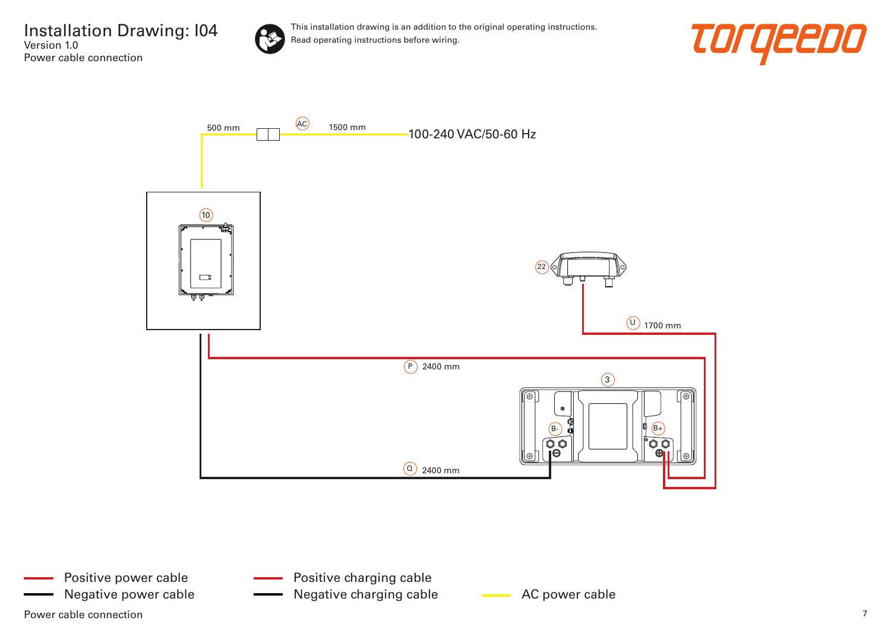# Installation Drawing: I04

Version 1.0

Power cable connection

This installation drawing is an addition to the original operating instructions.
Read operating instructions before wiring.

500 mm

AC

1500 mm

100-240 VAC/50-60 Hz

10

22

U 1700 mm

P 2400 mm

3

B-

B+

Q 2400 mm

Positive power cable

Negative power cable

Positive charging cable

Negative charging cable

AC power cable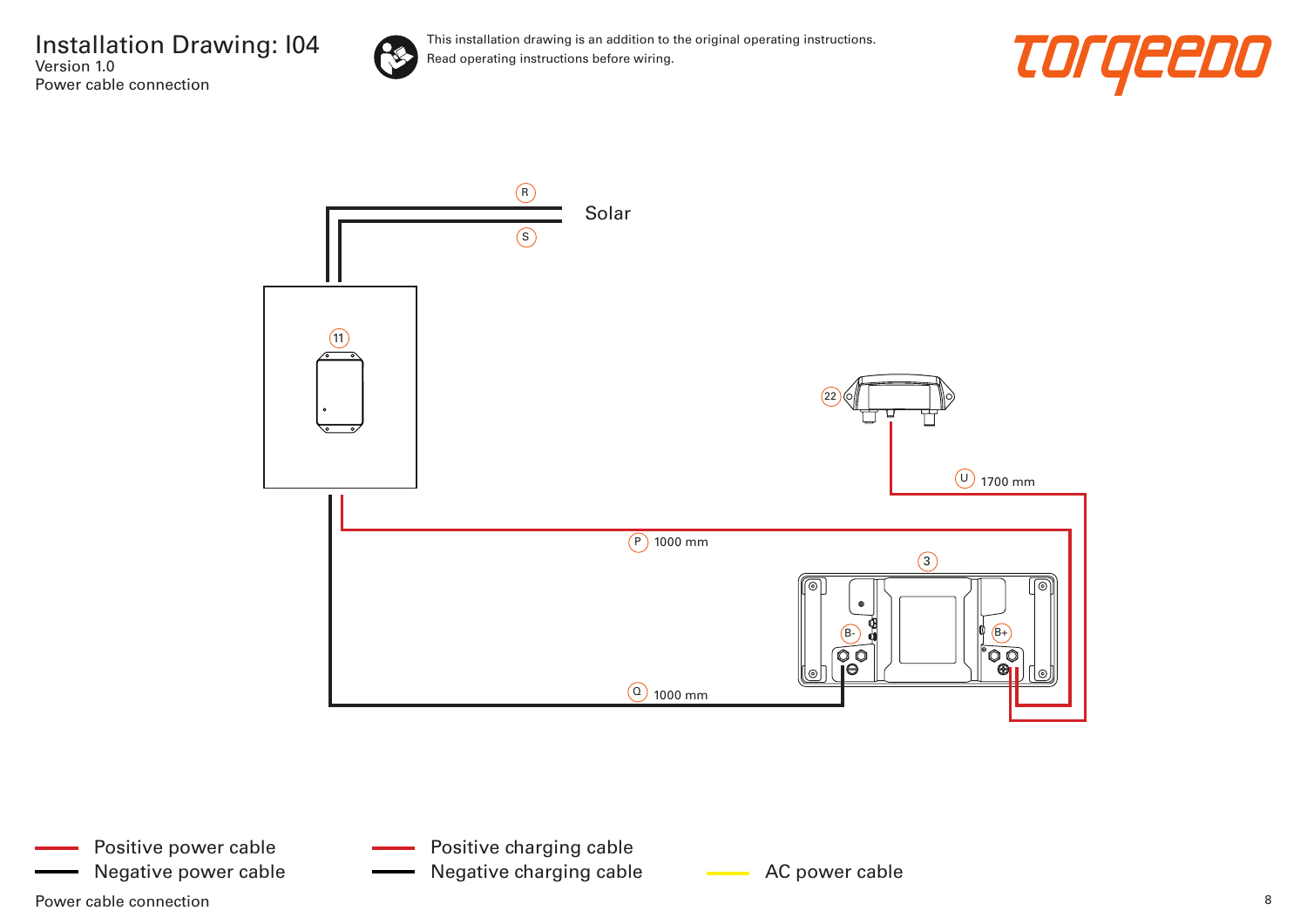# Installation Drawing: I04

Version 1.0

Power cable connection

This installation drawing is an addition to the original operating instructions.
Read operating instructions before wiring.

R

S

Solar

11

22

U 1700 mm

P 1000 mm

3

B-

B+

Q 1000 mm

- Positive power cable
- Negative power cable
- Positive charging cable
- Negative charging cable
- AC power cable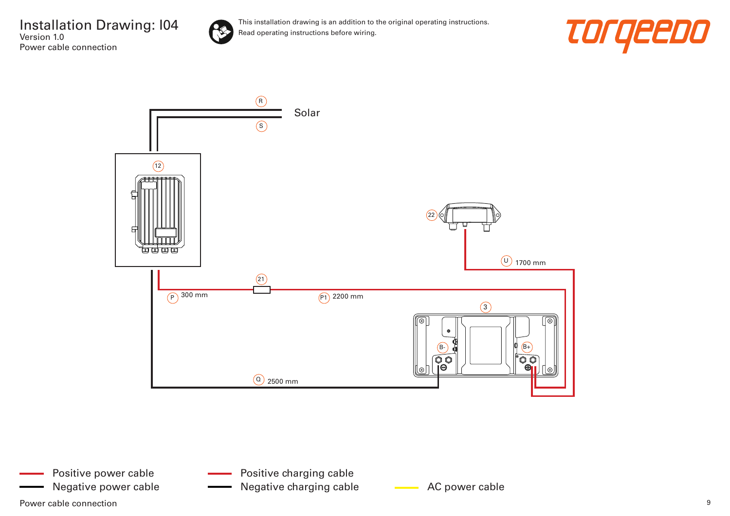# Installation Drawing: I04

Version 1.0

Power cable connection

This installation drawing is an addition to the original operating instructions.
Read operating instructions before wiring.

torqeedo

R

S

Solar

12

22

U 1700 mm

21

P 300 mm

P1 2200 mm

3

B-

B+

Q 2500 mm

Positive power cable

Negative power cable

Positive charging cable

Negative charging cable

AC power cable